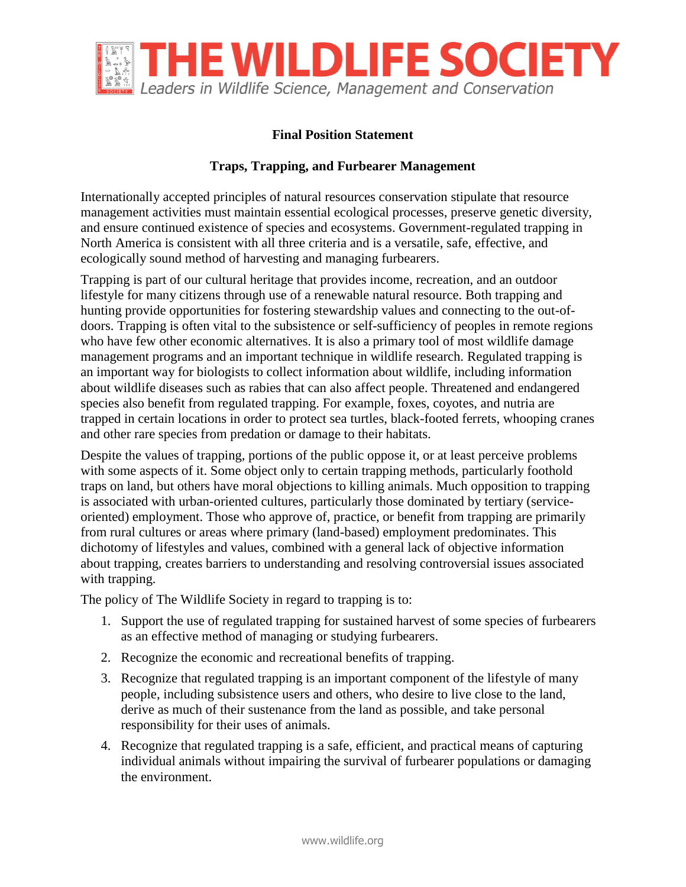# THE WILDLIFE SOCIETY

*Leaders in Wildlife Science, Management and Conservation*

**Final Position Statement**

## Traps, Trapping, and Furbearer Management

Internationally accepted principles of natural resources conservation stipulate that resource management activities must maintain essential ecological processes, preserve genetic diversity, and ensure continued existence of species and ecosystems. Government-regulated trapping in North America is consistent with all three criteria and is a versatile, safe, effective, and ecologically sound method of harvesting and managing furbearers.

Trapping is part of our cultural heritage that provides income, recreation, and an outdoor lifestyle for many citizens through use of a renewable natural resource. Both trapping and hunting provide opportunities for fostering stewardship values and connecting to the out-of-doors. Trapping is often vital to the subsistence or self-sufficiency of peoples in remote regions who have few other economic alternatives. It is also a primary tool of most wildlife damage management programs and an important technique in wildlife research. Regulated trapping is an important way for biologists to collect information about wildlife, including information about wildlife diseases such as rabies that can also affect people. Threatened and endangered species also benefit from regulated trapping. For example, foxes, coyotes, and nutria are trapped in certain locations in order to protect sea turtles, black-footed ferrets, whooping cranes and other rare species from predation or damage to their habitats.

Despite the values of trapping, portions of the public oppose it, or at least perceive problems with some aspects of it. Some object only to certain trapping methods, particularly foothold traps on land, but others have moral objections to killing animals. Much opposition to trapping is associated with urban-oriented cultures, particularly those dominated by tertiary (service-oriented) employment. Those who approve of, practice, or benefit from trapping are primarily from rural cultures or areas where primary (land-based) employment predominates. This dichotomy of lifestyles and values, combined with a general lack of objective information about trapping, creates barriers to understanding and resolving controversial issues associated with trapping.

The policy of The Wildlife Society in regard to trapping is to:

1. Support the use of regulated trapping for sustained harvest of some species of furbearers as an effective method of managing or studying furbearers.
2. Recognize the economic and recreational benefits of trapping.
3. Recognize that regulated trapping is an important component of the lifestyle of many people, including subsistence users and others, who desire to live close to the land, derive as much of their sustenance from the land as possible, and take personal responsibility for their uses of animals.
4. Recognize that regulated trapping is a safe, efficient, and practical means of capturing individual animals without impairing the survival of furbearer populations or damaging the environment.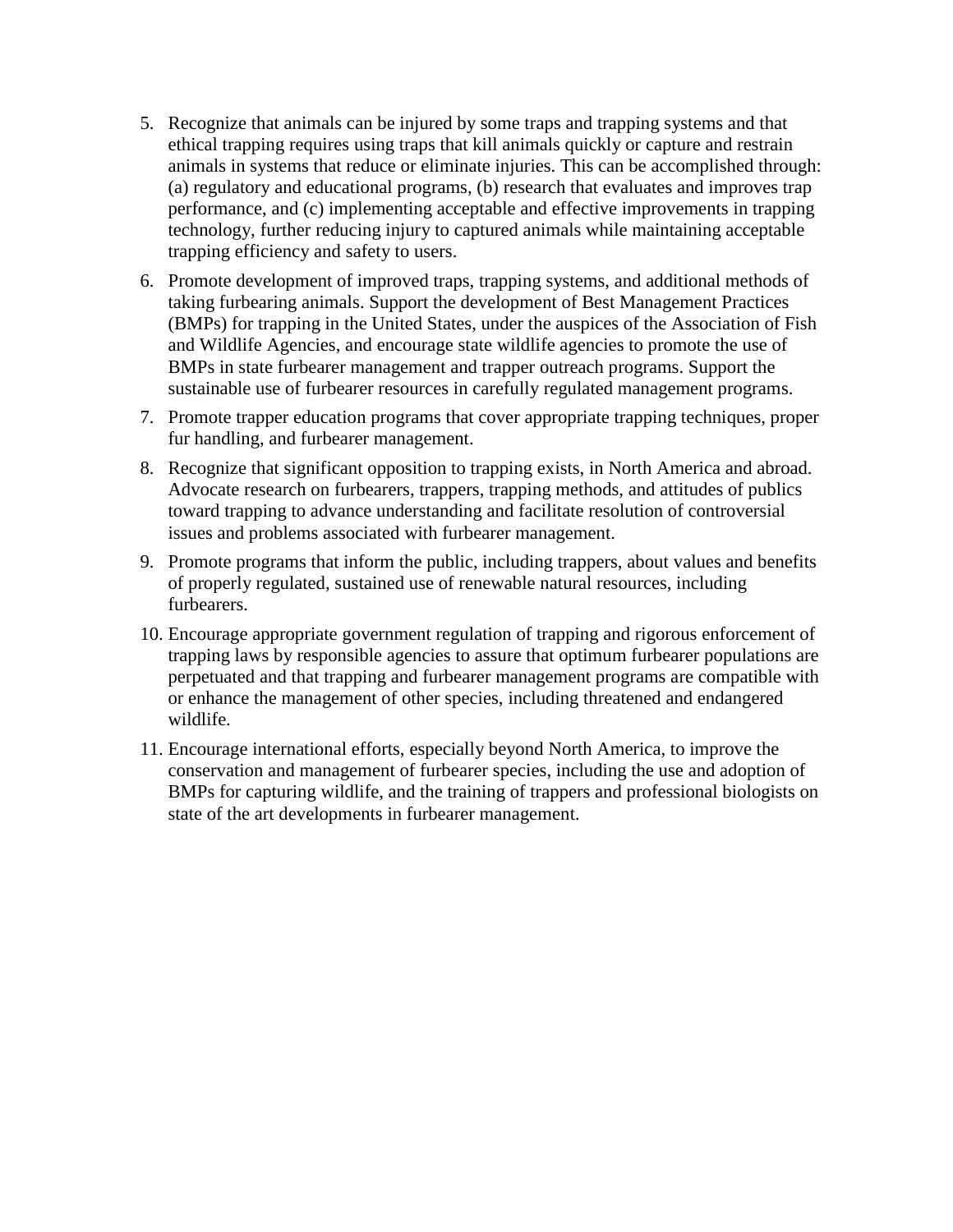5. Recognize that animals can be injured by some traps and trapping systems and that ethical trapping requires using traps that kill animals quickly or capture and restrain animals in systems that reduce or eliminate injuries. This can be accomplished through: (a) regulatory and educational programs, (b) research that evaluates and improves trap performance, and (c) implementing acceptable and effective improvements in trapping technology, further reducing injury to captured animals while maintaining acceptable trapping efficiency and safety to users.
6. Promote development of improved traps, trapping systems, and additional methods of taking furbearing animals. Support the development of Best Management Practices (BMPs) for trapping in the United States, under the auspices of the Association of Fish and Wildlife Agencies, and encourage state wildlife agencies to promote the use of BMPs in state furbearer management and trapper outreach programs. Support the sustainable use of furbearer resources in carefully regulated management programs.
7. Promote trapper education programs that cover appropriate trapping techniques, proper fur handling, and furbearer management.
8. Recognize that significant opposition to trapping exists, in North America and abroad. Advocate research on furbearers, trappers, trapping methods, and attitudes of publics toward trapping to advance understanding and facilitate resolution of controversial issues and problems associated with furbearer management.
9. Promote programs that inform the public, including trappers, about values and benefits of properly regulated, sustained use of renewable natural resources, including furbearers.
10. Encourage appropriate government regulation of trapping and rigorous enforcement of trapping laws by responsible agencies to assure that optimum furbearer populations are perpetuated and that trapping and furbearer management programs are compatible with or enhance the management of other species, including threatened and endangered wildlife.
11. Encourage international efforts, especially beyond North America, to improve the conservation and management of furbearer species, including the use and adoption of BMPs for capturing wildlife, and the training of trappers and professional biologists on state of the art developments in furbearer management.